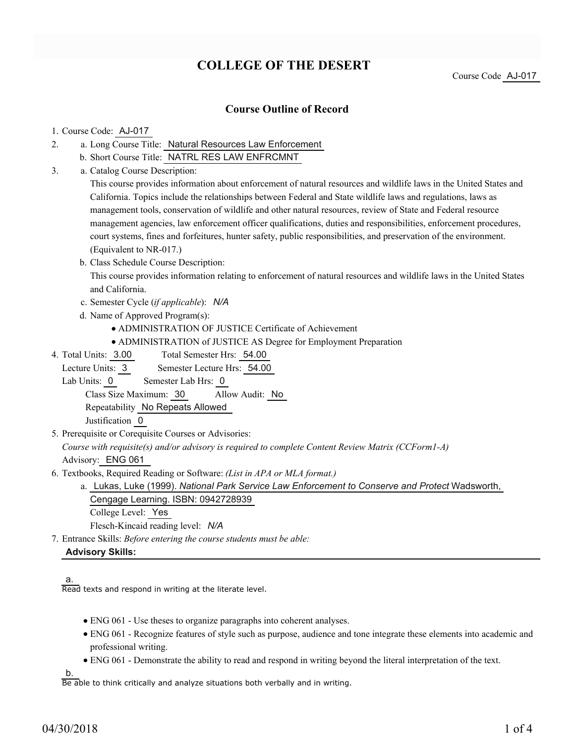# COLLEGE OF THE DESERT

Course Code AJ-017

## Course Outline of Record

1. Course Code: AJ-017
2. a. Long Course Title: Natural Resources Law Enforcement
   b. Short Course Title: NATRL RES LAW ENFRCMNT
3. a. Catalog Course Description:
   This course provides information about enforcement of natural resources and wildlife laws in the United States and California. Topics include the relationships between Federal and State wildlife laws and regulations, laws as management tools, conservation of wildlife and other natural resources, review of State and Federal resource management agencies, law enforcement officer qualifications, duties and responsibilities, enforcement procedures, court systems, fines and forfeitures, hunter safety, public responsibilities, and preservation of the environment. (Equivalent to NR-017.)
   b. Class Schedule Course Description:
   This course provides information relating to enforcement of natural resources and wildlife laws in the United States and California.
   c. Semester Cycle (*if applicable*): *N/A*
   d. Name of Approved Program(s):
      - ADMINISTRATION OF JUSTICE Certificate of Achievement
      - ADMINISTRATION of JUSTICE AS Degree for Employment Preparation
4. Total Units: 3.00 Total Semester Hrs: 54.00
   Lecture Units: 3 Semester Lecture Hrs: 54.00
   Lab Units: 0 Semester Lab Hrs: 0
   Class Size Maximum: 30 Allow Audit: No
   Repeatability No Repeats Allowed
   Justification 0
5. Prerequisite or Corequisite Courses or Advisories:
   *Course with requisite(s) and/or advisory is required to complete Content Review Matrix (CCForm1-A)*
   Advisory: ENG 061
6. Textbooks, Required Reading or Software: *(List in APA or MLA format.)*
   a. Lukas, Luke (1999). *National Park Service Law Enforcement to Conserve and Protect* Wadsworth, Cengage Learning. ISBN: 0942728939
      College Level: Yes
      Flesch-Kincaid reading level: *N/A*
7. Entrance Skills: *Before entering the course students must be able:*

**Advisory Skills:**

a. Read texts and respond in writing at the literate level.

- ENG 061 - Use theses to organize paragraphs into coherent analyses.
- ENG 061 - Recognize features of style such as purpose, audience and tone integrate these elements into academic and professional writing.
- ENG 061 - Demonstrate the ability to read and respond in writing beyond the literal interpretation of the text.

b. Be able to think critically and analyze situations both verbally and in writing.

04/30/2018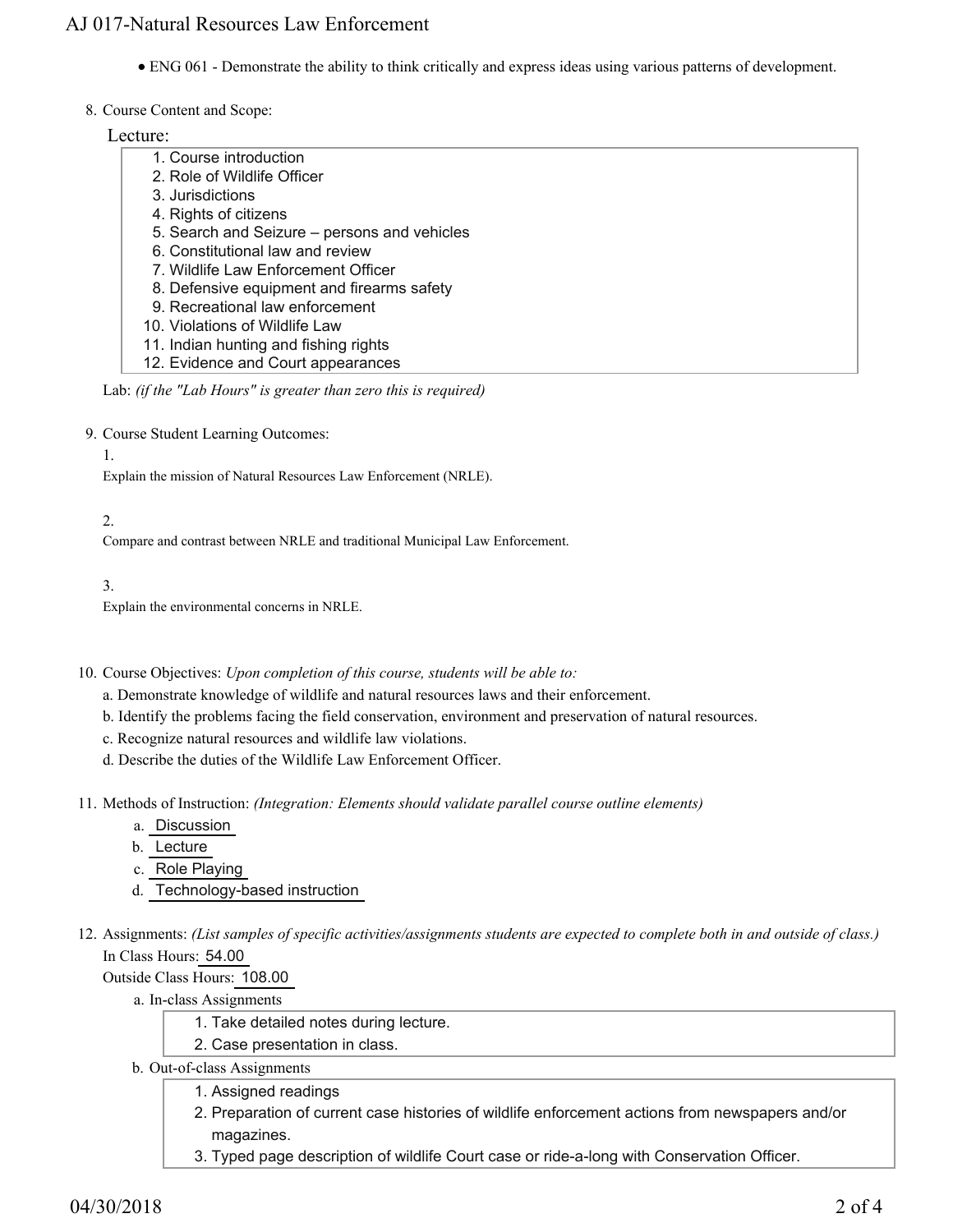- ENG 061 - Demonstrate the ability to think critically and express ideas using various patterns of development.

8. Course Content and Scope:

Lecture:

1. Course introduction
2. Role of Wildlife Officer
3. Jurisdictions
4. Rights of citizens
5. Search and Seizure – persons and vehicles
6. Constitutional law and review
7. Wildlife Law Enforcement Officer
8. Defensive equipment and firearms safety
9. Recreational law enforcement
10. Violations of Wildlife Law
11. Indian hunting and fishing rights
12. Evidence and Court appearances

Lab: *(if the "Lab Hours" is greater than zero this is required)*

9. Course Student Learning Outcomes:

1. Explain the mission of Natural Resources Law Enforcement (NRLE).

2. Compare and contrast between NRLE and traditional Municipal Law Enforcement.

3. Explain the environmental concerns in NRLE.

10. Course Objectives: *Upon completion of this course, students will be able to:*

a. Demonstrate knowledge of wildlife and natural resources laws and their enforcement.
b. Identify the problems facing the field conservation, environment and preservation of natural resources.
c. Recognize natural resources and wildlife law violations.
d. Describe the duties of the Wildlife Law Enforcement Officer.

11. Methods of Instruction: *(Integration: Elements should validate parallel course outline elements)*

a. Discussion
b. Lecture
c. Role Playing
d. Technology-based instruction

12. Assignments: *(List samples of specific activities/assignments students are expected to complete both in and outside of class.)*

In Class Hours: 54.00

Outside Class Hours: 108.00

a. In-class Assignments

1. Take detailed notes during lecture.
2. Case presentation in class.

b. Out-of-class Assignments

1. Assigned readings
2. Preparation of current case histories of wildlife enforcement actions from newspapers and/or magazines.
3. Typed page description of wildlife Court case or ride-a-long with Conservation Officer.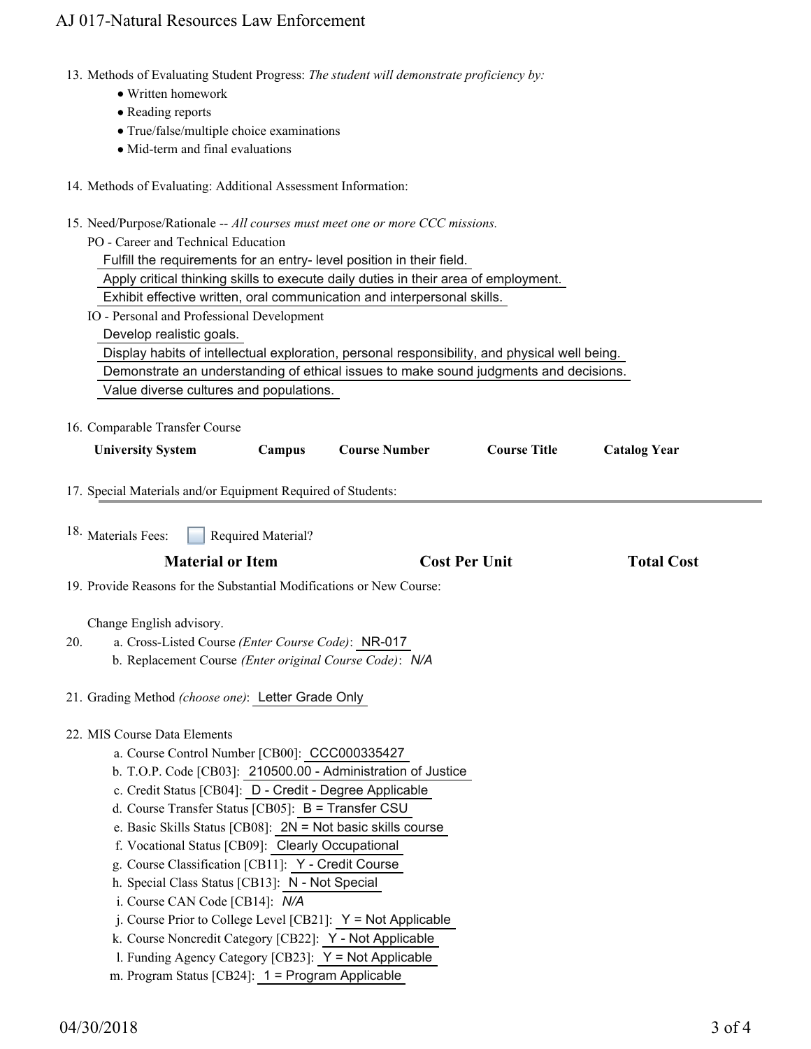13. Methods of Evaluating Student Progress: *The student will demonstrate proficiency by:*
    - Written homework
    - Reading reports
    - True/false/multiple choice examinations
    - Mid-term and final evaluations

14. Methods of Evaluating: Additional Assessment Information:

15. Need/Purpose/Rationale -- *All courses must meet one or more CCC missions.*

    PO - Career and Technical Education

    Fulfill the requirements for an entry- level position in their field.

    Apply critical thinking skills to execute daily duties in their area of employment.

    Exhibit effective written, oral communication and interpersonal skills.

    IO - Personal and Professional Development

    Develop realistic goals.

    Display habits of intellectual exploration, personal responsibility, and physical well being.

    Demonstrate an understanding of ethical issues to make sound judgments and decisions.

    Value diverse cultures and populations.

16. Comparable Transfer Course

| University System | Campus | Course Number | Course Title | Catalog Year |
|---|---|---|---|---|

17. Special Materials and/or Equipment Required of Students:

18. Materials Fees: ☐ Required Material?

| Material or Item | Cost Per Unit | Total Cost |
|---|---|---|

19. Provide Reasons for the Substantial Modifications or New Course:

    Change English advisory.

20. a. Cross-Listed Course *(Enter Course Code)*: NR-017
    b. Replacement Course *(Enter original Course Code)*: *N/A*

21. Grading Method *(choose one)*: Letter Grade Only

22. MIS Course Data Elements
    a. Course Control Number [CB00]: CCC000335427
    b. T.O.P. Code [CB03]: 210500.00 - Administration of Justice
    c. Credit Status [CB04]: D - Credit - Degree Applicable
    d. Course Transfer Status [CB05]: B = Transfer CSU
    e. Basic Skills Status [CB08]: 2N = Not basic skills course
    f. Vocational Status [CB09]: Clearly Occupational
    g. Course Classification [CB11]: Y - Credit Course
    h. Special Class Status [CB13]: N - Not Special
    i. Course CAN Code [CB14]: *N/A*
    j. Course Prior to College Level [CB21]: Y = Not Applicable
    k. Course Noncredit Category [CB22]: Y - Not Applicable
    l. Funding Agency Category [CB23]: Y = Not Applicable
    m. Program Status [CB24]: 1 = Program Applicable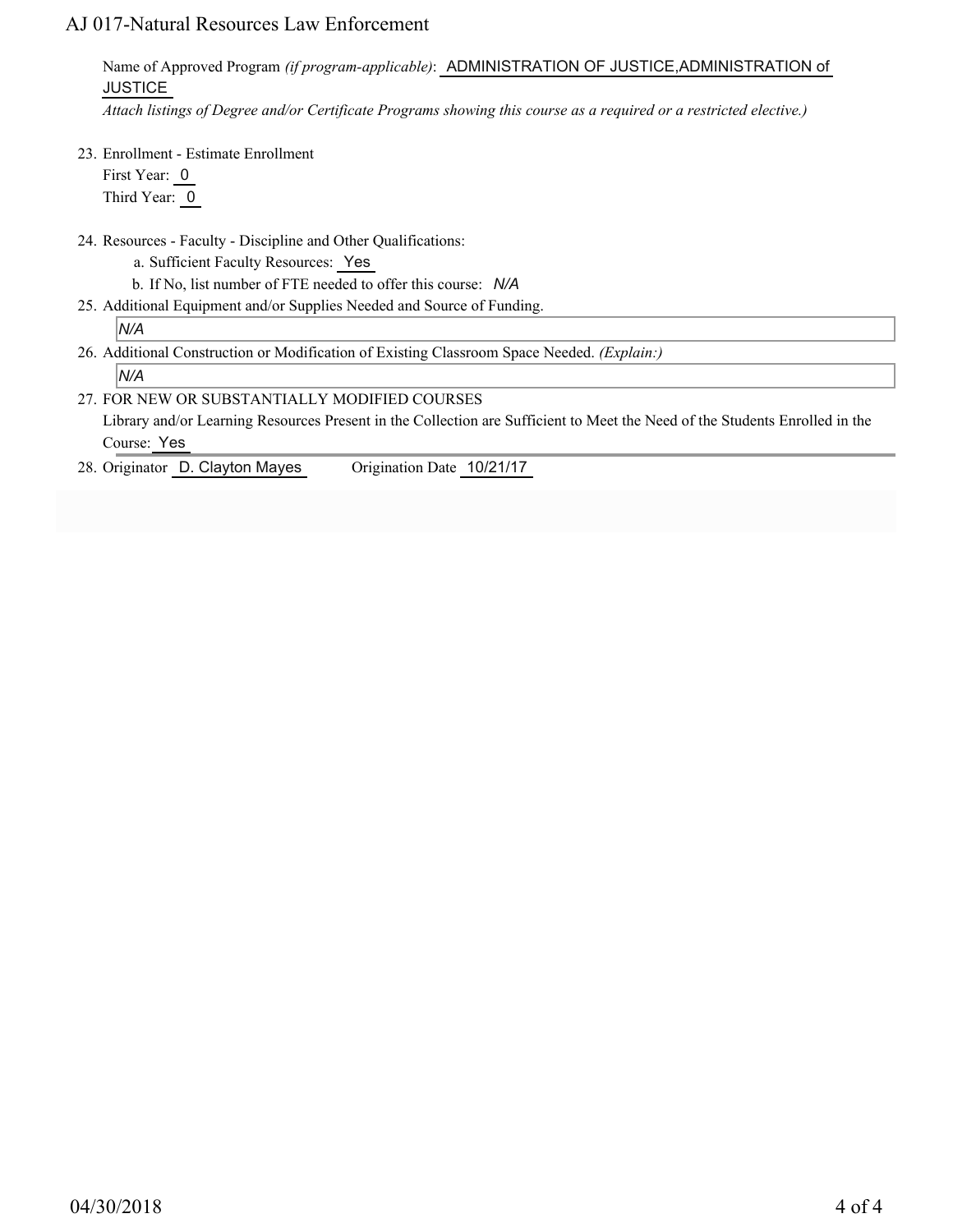Name of Approved Program *(if program-applicable)*: ADMINISTRATION OF JUSTICE,ADMINISTRATION of JUSTICE

*Attach listings of Degree and/or Certificate Programs showing this course as a required or a restricted elective.)*

23. Enrollment - Estimate Enrollment
    First Year: 0
    Third Year: 0

24. Resources - Faculty - Discipline and Other Qualifications:
    a. Sufficient Faculty Resources: Yes
    b. If No, list number of FTE needed to offer this course: *N/A*

25. Additional Equipment and/or Supplies Needed and Source of Funding.
    *N/A*

26. Additional Construction or Modification of Existing Classroom Space Needed. *(Explain:)*
    *N/A*

27. FOR NEW OR SUBSTANTIALLY MODIFIED COURSES
    Library and/or Learning Resources Present in the Collection are Sufficient to Meet the Need of the Students Enrolled in the Course: Yes

28. Originator D. Clayton Mayes Origination Date 10/21/17